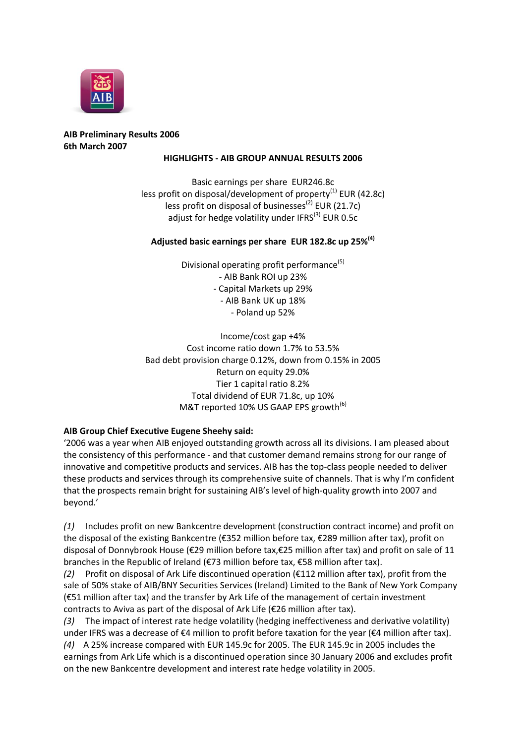**AIB Preliminary Results 2006**
**6th March 2007**

**HIGHLIGHTS - AIB GROUP ANNUAL RESULTS 2006**

Basic earnings per share EUR246.8c
less profit on disposal/development of property[1] EUR (42.8c)
less profit on disposal of businesses[2] EUR (21.7c)
adjust for hedge volatility under IFRS[3] EUR 0.5c

**Adjusted basic earnings per share EUR 182.8c up 25%[4]**

Divisional operating profit performance[5]
- AIB Bank ROI up 23%
- Capital Markets up 29%
- AIB Bank UK up 18%
- Poland up 52%

Income/cost gap +4%
Cost income ratio down 1.7% to 53.5%
Bad debt provision charge 0.12%, down from 0.15% in 2005
Return on equity 29.0%
Tier 1 capital ratio 8.2%
Total dividend of EUR 71.8c, up 10%
M&T reported 10% US GAAP EPS growth[6]

**AIB Group Chief Executive Eugene Sheehy said:**
'2006 was a year when AIB enjoyed outstanding growth across all its divisions. I am pleased about the consistency of this performance - and that customer demand remains strong for our range of innovative and competitive products and services. AIB has the top-class people needed to deliver these products and services through its comprehensive suite of channels. That is why I'm confident that the prospects remain bright for sustaining AIB's level of high-quality growth into 2007 and beyond.'

*(1)* Includes profit on new Bankcentre development (construction contract income) and profit on the disposal of the existing Bankcentre (€352 million before tax, €289 million after tax), profit on disposal of Donnybrook House (€29 million before tax,€25 million after tax) and profit on sale of 11 branches in the Republic of Ireland (€73 million before tax, €58 million after tax).
*(2)* Profit on disposal of Ark Life discontinued operation (€112 million after tax), profit from the sale of 50% stake of AIB/BNY Securities Services (Ireland) Limited to the Bank of New York Company (€51 million after tax) and the transfer by Ark Life of the management of certain investment contracts to Aviva as part of the disposal of Ark Life (€26 million after tax).
*(3)* The impact of interest rate hedge volatility (hedging ineffectiveness and derivative volatility) under IFRS was a decrease of €4 million to profit before taxation for the year (€4 million after tax).
*(4)* A 25% increase compared with EUR 145.9c for 2005. The EUR 145.9c in 2005 includes the earnings from Ark Life which is a discontinued operation since 30 January 2006 and excludes profit on the new Bankcentre development and interest rate hedge volatility in 2005.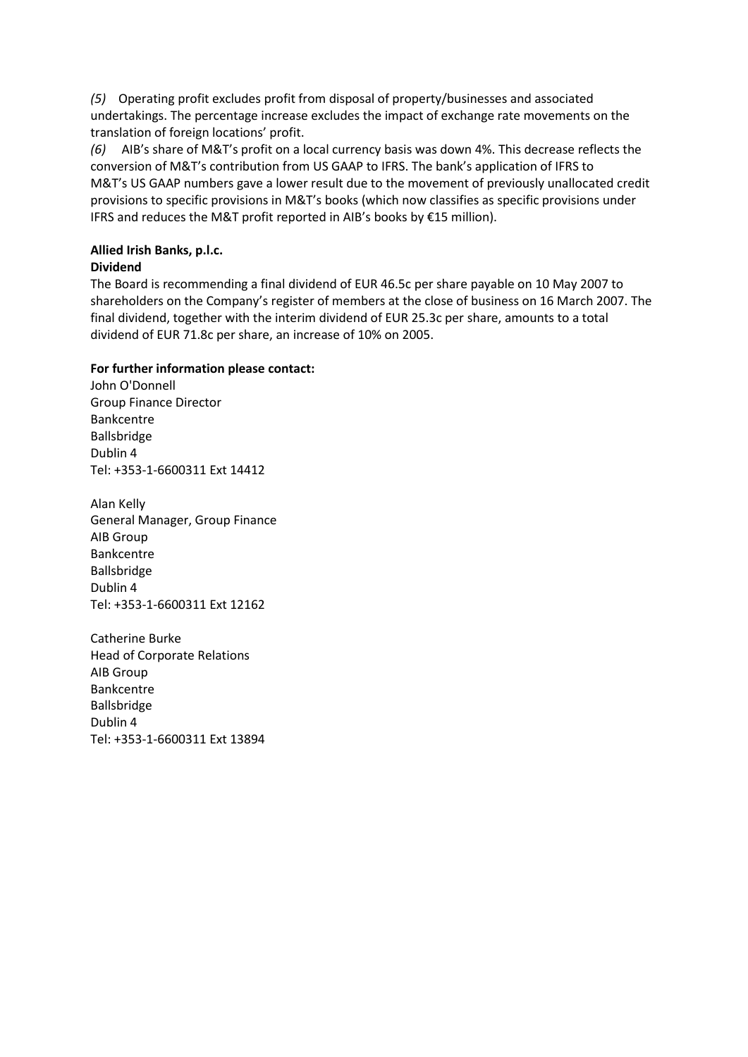*(5)* Operating profit excludes profit from disposal of property/businesses and associated undertakings. The percentage increase excludes the impact of exchange rate movements on the translation of foreign locations' profit.

*(6)* AIB's share of M&T's profit on a local currency basis was down 4%. This decrease reflects the conversion of M&T's contribution from US GAAP to IFRS. The bank's application of IFRS to M&T's US GAAP numbers gave a lower result due to the movement of previously unallocated credit provisions to specific provisions in M&T's books (which now classifies as specific provisions under IFRS and reduces the M&T profit reported in AIB's books by €15 million).

**Allied Irish Banks, p.l.c.**

**Dividend**

The Board is recommending a final dividend of EUR 46.5c per share payable on 10 May 2007 to shareholders on the Company's register of members at the close of business on 16 March 2007. The final dividend, together with the interim dividend of EUR 25.3c per share, amounts to a total dividend of EUR 71.8c per share, an increase of 10% on 2005.

**For further information please contact:**

John O'Donnell  
Group Finance Director  
Bankcentre  
Ballsbridge  
Dublin 4  
Tel: +353-1-6600311 Ext 14412

Alan Kelly  
General Manager, Group Finance  
AIB Group  
Bankcentre  
Ballsbridge  
Dublin 4  
Tel: +353-1-6600311 Ext 12162

Catherine Burke  
Head of Corporate Relations  
AIB Group  
Bankcentre  
Ballsbridge  
Dublin 4  
Tel: +353-1-6600311 Ext 13894